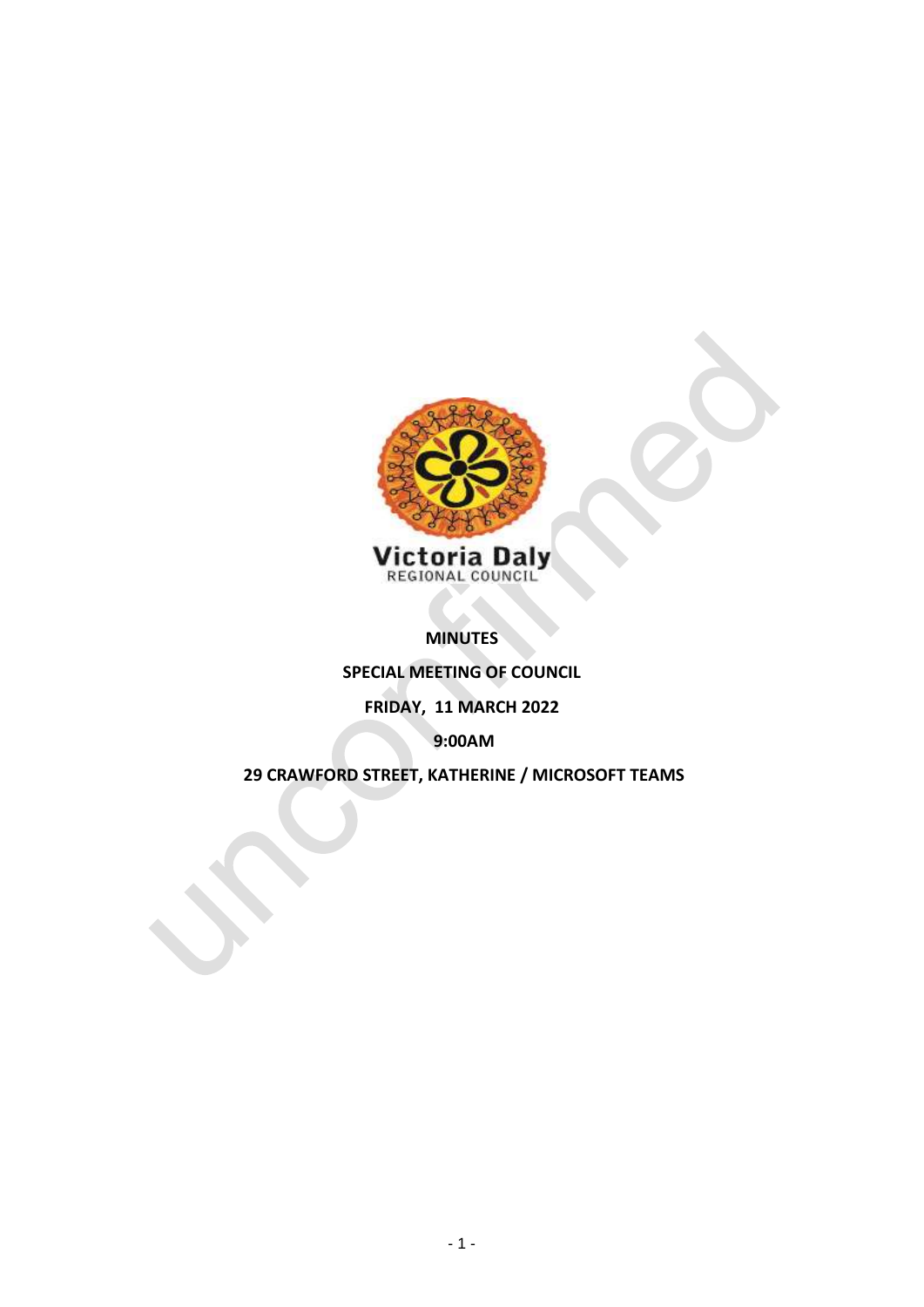Victoria Daly
REGIONAL COUNCIL

**MINUTES**

**SPECIAL MEETING OF COUNCIL**

**FRIDAY, 11 MARCH 2022**

**9:00AM**

**29 CRAWFORD STREET, KATHERINE / MICROSOFT TEAMS**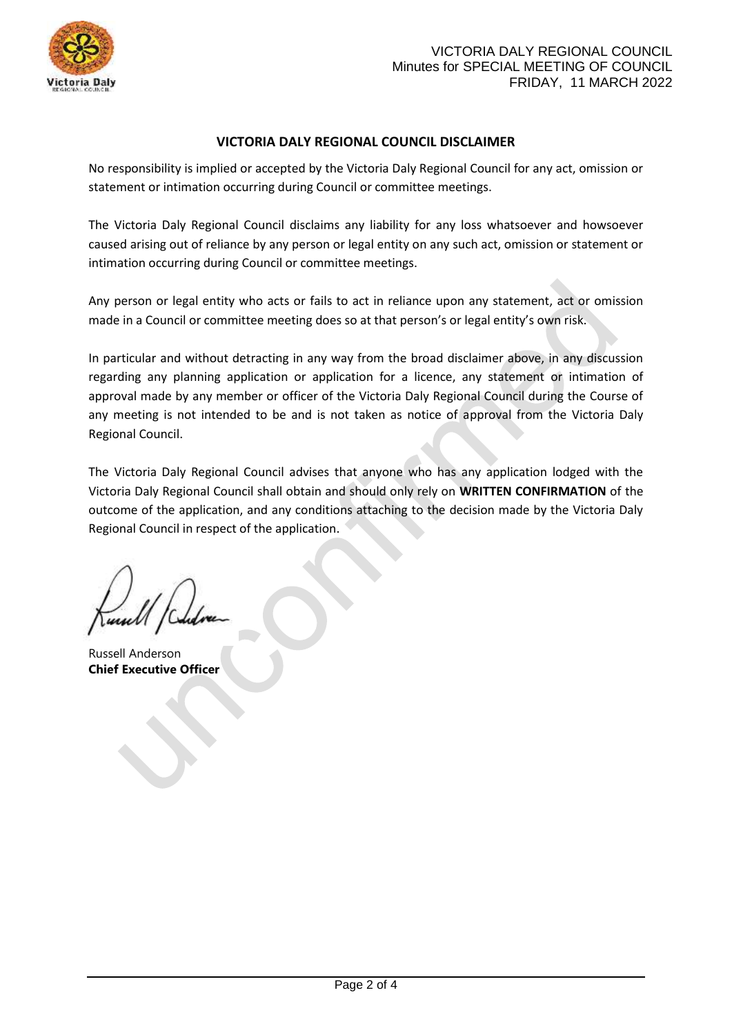## VICTORIA DALY REGIONAL COUNCIL DISCLAIMER

No responsibility is implied or accepted by the Victoria Daly Regional Council for any act, omission or statement or intimation occurring during Council or committee meetings.

The Victoria Daly Regional Council disclaims any liability for any loss whatsoever and howsoever caused arising out of reliance by any person or legal entity on any such act, omission or statement or intimation occurring during Council or committee meetings.

Any person or legal entity who acts or fails to act in reliance upon any statement, act or omission made in a Council or committee meeting does so at that person's or legal entity's own risk.

In particular and without detracting in any way from the broad disclaimer above, in any discussion regarding any planning application or application for a licence, any statement or intimation of approval made by any member or officer of the Victoria Daly Regional Council during the Course of any meeting is not intended to be and is not taken as notice of approval from the Victoria Daly Regional Council.

The Victoria Daly Regional Council advises that anyone who has any application lodged with the Victoria Daly Regional Council shall obtain and should only rely on **WRITTEN CONFIRMATION** of the outcome of the application, and any conditions attaching to the decision made by the Victoria Daly Regional Council in respect of the application.

Russell Anderson
**Chief Executive Officer**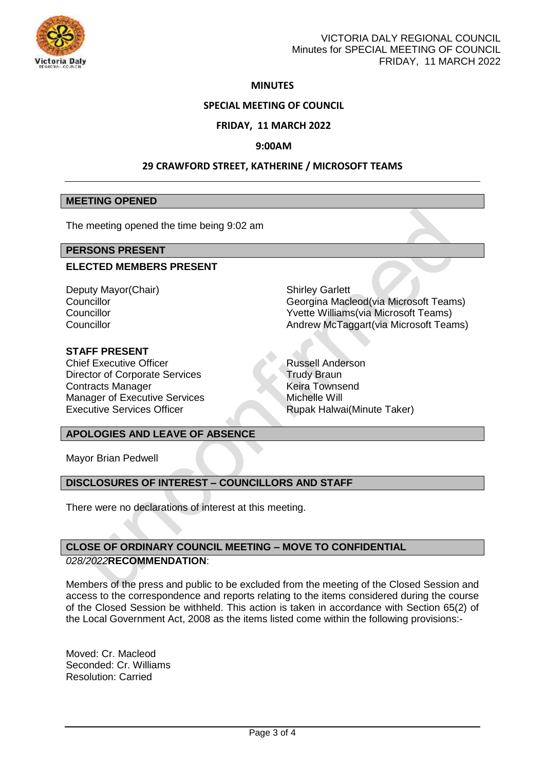# MINUTES

## SPECIAL MEETING OF COUNCIL

## FRIDAY, 11 MARCH 2022

## 9:00AM

## 29 CRAWFORD STREET, KATHERINE / MICROSOFT TEAMS

---

### MEETING OPENED

The meeting opened the time being 9:02 am

### PERSONS PRESENT

**ELECTED MEMBERS PRESENT**

| | |
|---|---|
| Deputy Mayor(Chair) | Shirley Garlett |
| Councillor | Georgina Macleod(via Microsoft Teams) |
| Councillor | Yvette Williams(via Microsoft Teams) |
| Councillor | Andrew McTaggart(via Microsoft Teams) |

**STAFF PRESENT**

| | |
|---|---|
| Chief Executive Officer | Russell Anderson |
| Director of Corporate Services | Trudy Braun |
| Contracts Manager | Keira Townsend |
| Manager of Executive Services | Michelle Will |
| Executive Services Officer | Rupak Halwai(Minute Taker) |

### APOLOGIES AND LEAVE OF ABSENCE

Mayor Brian Pedwell

### DISCLOSURES OF INTEREST – COUNCILLORS AND STAFF

There were no declarations of interest at this meeting.

### CLOSE OF ORDINARY COUNCIL MEETING – MOVE TO CONFIDENTIAL

*028/2022***RECOMMENDATION**:

Members of the press and public to be excluded from the meeting of the Closed Session and access to the correspondence and reports relating to the items considered during the course of the Closed Session be withheld. This action is taken in accordance with Section 65(2) of the Local Government Act, 2008 as the items listed come within the following provisions:-

Moved: Cr. Macleod
Seconded: Cr. Williams
Resolution: Carried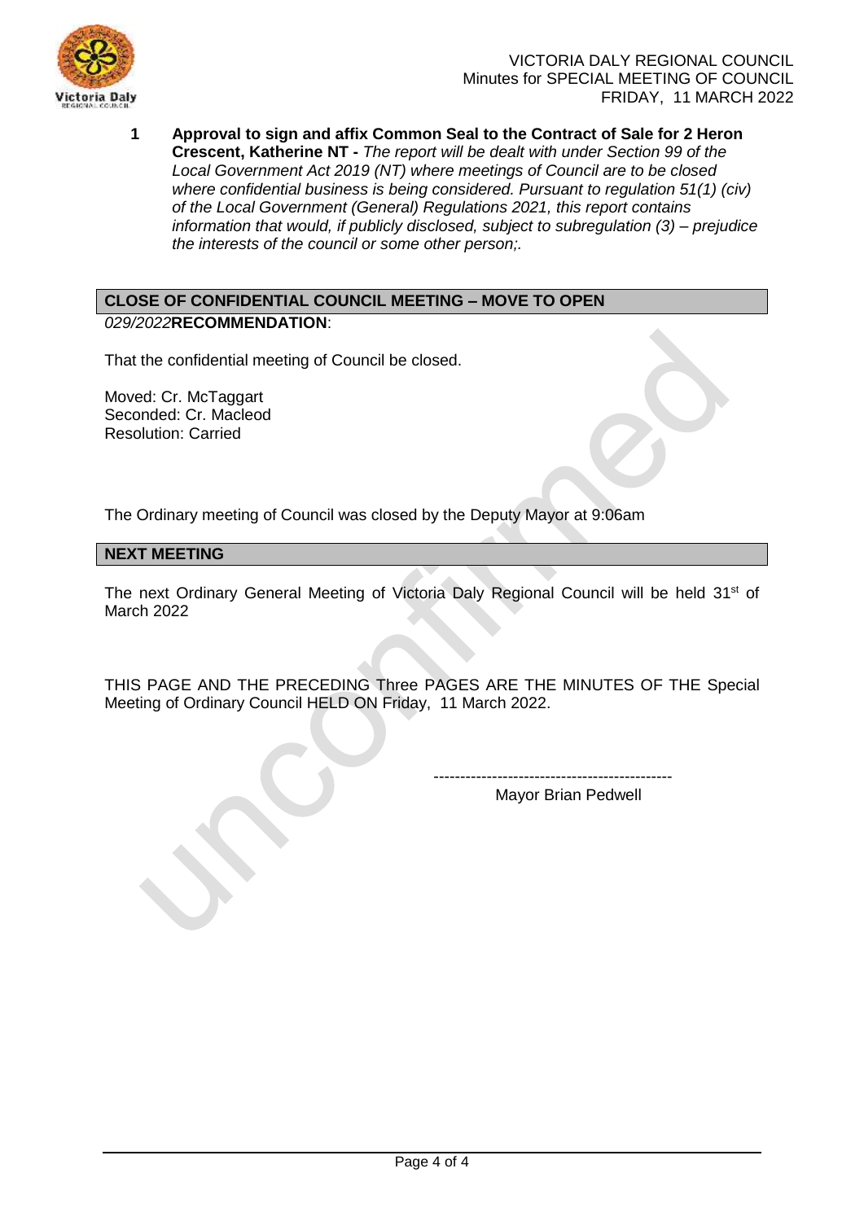**1 Approval to sign and affix Common Seal to the Contract of Sale for 2 Heron Crescent, Katherine NT -** *The report will be dealt with under Section 99 of the Local Government Act 2019 (NT) where meetings of Council are to be closed where confidential business is being considered. Pursuant to regulation 51(1) (civ) of the Local Government (General) Regulations 2021, this report contains information that would, if publicly disclosed, subject to subregulation (3) – prejudice the interests of the council or some other person;.*

## CLOSE OF CONFIDENTIAL COUNCIL MEETING – MOVE TO OPEN

*029/2022***RECOMMENDATION**:

That the confidential meeting of Council be closed.

Moved: Cr. McTaggart
Seconded: Cr. Macleod
Resolution: Carried

The Ordinary meeting of Council was closed by the Deputy Mayor at 9:06am

## NEXT MEETING

The next Ordinary General Meeting of Victoria Daly Regional Council will be held 31st of March 2022

THIS PAGE AND THE PRECEDING Three PAGES ARE THE MINUTES OF THE Special Meeting of Ordinary Council HELD ON Friday, 11 March 2022.

---------------------------------------------
Mayor Brian Pedwell